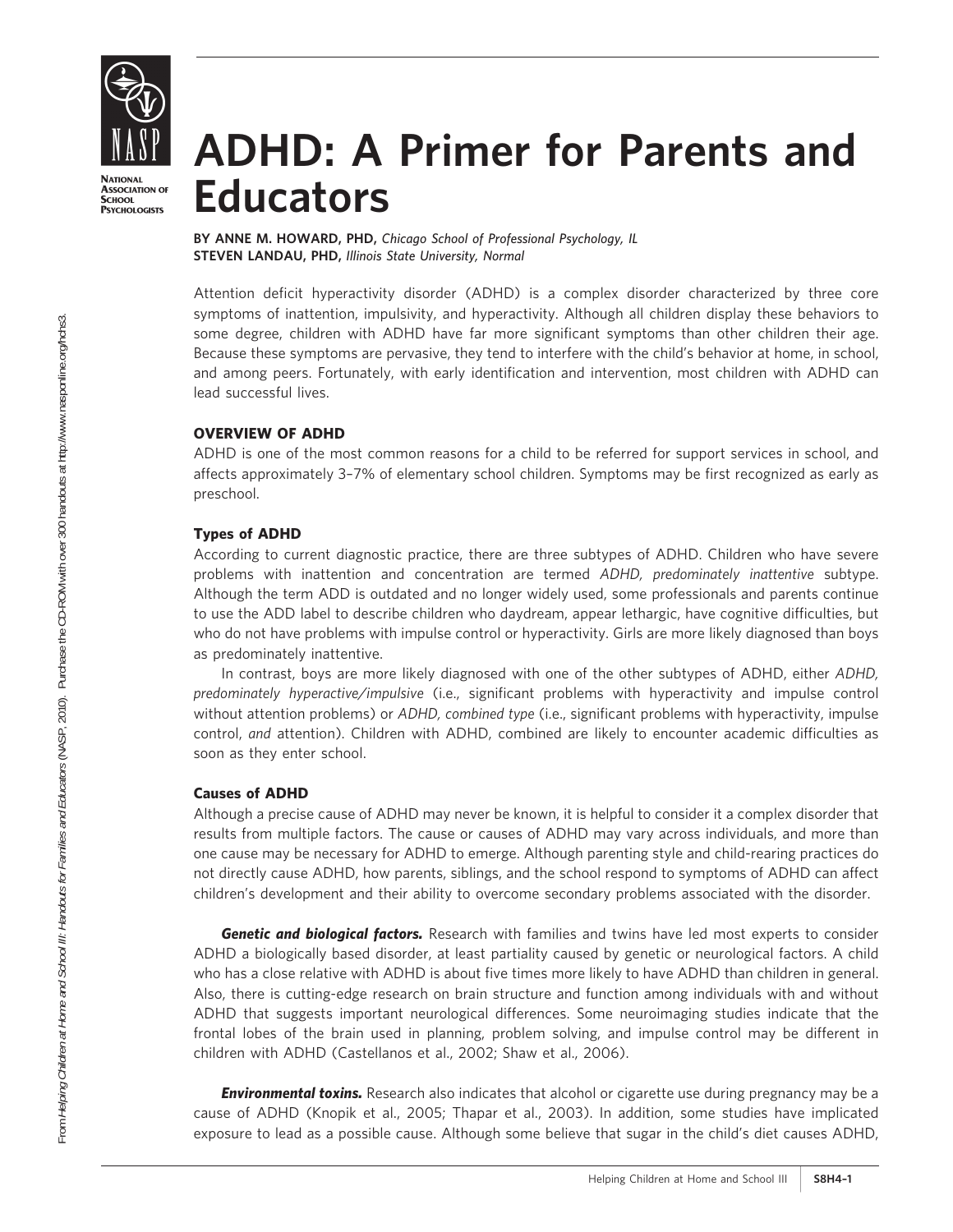# ADHD: A Primer for Parents and Educators

**BY ANNE M. HOWARD, PHD,** *Chicago School of Professional Psychology, IL*
**STEVEN LANDAU, PHD,** *Illinois State University, Normal*

Attention deficit hyperactivity disorder (ADHD) is a complex disorder characterized by three core symptoms of inattention, impulsivity, and hyperactivity. Although all children display these behaviors to some degree, children with ADHD have far more significant symptoms than other children their age. Because these symptoms are pervasive, they tend to interfere with the child's behavior at home, in school, and among peers. Fortunately, with early identification and intervention, most children with ADHD can lead successful lives.

## OVERVIEW OF ADHD

ADHD is one of the most common reasons for a child to be referred for support services in school, and affects approximately 3–7% of elementary school children. Symptoms may be first recognized as early as preschool.

### Types of ADHD

According to current diagnostic practice, there are three subtypes of ADHD. Children who have severe problems with inattention and concentration are termed *ADHD, predominately inattentive* subtype. Although the term ADD is outdated and no longer widely used, some professionals and parents continue to use the ADD label to describe children who daydream, appear lethargic, have cognitive difficulties, but who do not have problems with impulse control or hyperactivity. Girls are more likely diagnosed than boys as predominately inattentive.

In contrast, boys are more likely diagnosed with one of the other subtypes of ADHD, either *ADHD, predominately hyperactive/impulsive* (i.e., significant problems with hyperactivity and impulse control without attention problems) or *ADHD, combined type* (i.e., significant problems with hyperactivity, impulse control, *and* attention). Children with ADHD, combined are likely to encounter academic difficulties as soon as they enter school.

### Causes of ADHD

Although a precise cause of ADHD may never be known, it is helpful to consider it a complex disorder that results from multiple factors. The cause or causes of ADHD may vary across individuals, and more than one cause may be necessary for ADHD to emerge. Although parenting style and child-rearing practices do not directly cause ADHD, how parents, siblings, and the school respond to symptoms of ADHD can affect children's development and their ability to overcome secondary problems associated with the disorder.

***Genetic and biological factors.*** Research with families and twins have led most experts to consider ADHD a biologically based disorder, at least partiality caused by genetic or neurological factors. A child who has a close relative with ADHD is about five times more likely to have ADHD than children in general. Also, there is cutting-edge research on brain structure and function among individuals with and without ADHD that suggests important neurological differences. Some neuroimaging studies indicate that the frontal lobes of the brain used in planning, problem solving, and impulse control may be different in children with ADHD (Castellanos et al., 2002; Shaw et al., 2006).

***Environmental toxins.*** Research also indicates that alcohol or cigarette use during pregnancy may be a cause of ADHD (Knopik et al., 2005; Thapar et al., 2003). In addition, some studies have implicated exposure to lead as a possible cause. Although some believe that sugar in the child's diet causes ADHD,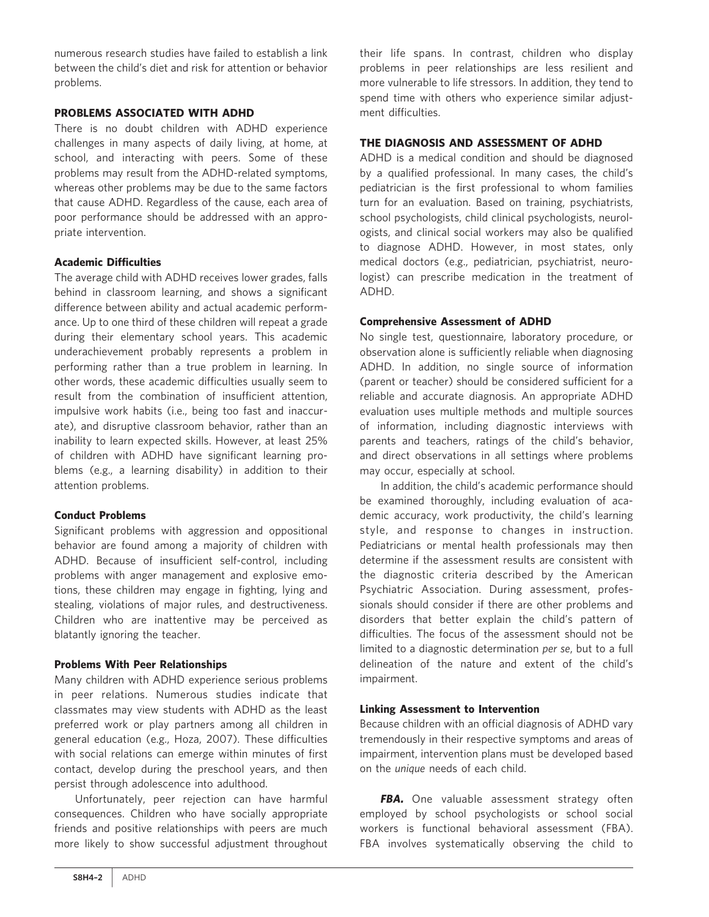numerous research studies have failed to establish a link between the child's diet and risk for attention or behavior problems.

## PROBLEMS ASSOCIATED WITH ADHD

There is no doubt children with ADHD experience challenges in many aspects of daily living, at home, at school, and interacting with peers. Some of these problems may result from the ADHD-related symptoms, whereas other problems may be due to the same factors that cause ADHD. Regardless of the cause, each area of poor performance should be addressed with an appropriate intervention.

### Academic Difficulties

The average child with ADHD receives lower grades, falls behind in classroom learning, and shows a significant difference between ability and actual academic performance. Up to one third of these children will repeat a grade during their elementary school years. This academic underachievement probably represents a problem in performing rather than a true problem in learning. In other words, these academic difficulties usually seem to result from the combination of insufficient attention, impulsive work habits (i.e., being too fast and inaccurate), and disruptive classroom behavior, rather than an inability to learn expected skills. However, at least 25% of children with ADHD have significant learning problems (e.g., a learning disability) in addition to their attention problems.

### Conduct Problems

Significant problems with aggression and oppositional behavior are found among a majority of children with ADHD. Because of insufficient self-control, including problems with anger management and explosive emotions, these children may engage in fighting, lying and stealing, violations of major rules, and destructiveness. Children who are inattentive may be perceived as blatantly ignoring the teacher.

### Problems With Peer Relationships

Many children with ADHD experience serious problems in peer relations. Numerous studies indicate that classmates may view students with ADHD as the least preferred work or play partners among all children in general education (e.g., Hoza, 2007). These difficulties with social relations can emerge within minutes of first contact, develop during the preschool years, and then persist through adolescence into adulthood.

Unfortunately, peer rejection can have harmful consequences. Children who have socially appropriate friends and positive relationships with peers are much more likely to show successful adjustment throughout their life spans. In contrast, children who display problems in peer relationships are less resilient and more vulnerable to life stressors. In addition, they tend to spend time with others who experience similar adjustment difficulties.

## THE DIAGNOSIS AND ASSESSMENT OF ADHD

ADHD is a medical condition and should be diagnosed by a qualified professional. In many cases, the child's pediatrician is the first professional to whom families turn for an evaluation. Based on training, psychiatrists, school psychologists, child clinical psychologists, neurologists, and clinical social workers may also be qualified to diagnose ADHD. However, in most states, only medical doctors (e.g., pediatrician, psychiatrist, neurologist) can prescribe medication in the treatment of ADHD.

### Comprehensive Assessment of ADHD

No single test, questionnaire, laboratory procedure, or observation alone is sufficiently reliable when diagnosing ADHD. In addition, no single source of information (parent or teacher) should be considered sufficient for a reliable and accurate diagnosis. An appropriate ADHD evaluation uses multiple methods and multiple sources of information, including diagnostic interviews with parents and teachers, ratings of the child's behavior, and direct observations in all settings where problems may occur, especially at school.

In addition, the child's academic performance should be examined thoroughly, including evaluation of academic accuracy, work productivity, the child's learning style, and response to changes in instruction. Pediatricians or mental health professionals may then determine if the assessment results are consistent with the diagnostic criteria described by the American Psychiatric Association. During assessment, professionals should consider if there are other problems and disorders that better explain the child's pattern of difficulties. The focus of the assessment should not be limited to a diagnostic determination *per se*, but to a full delineation of the nature and extent of the child's impairment.

### Linking Assessment to Intervention

Because children with an official diagnosis of ADHD vary tremendously in their respective symptoms and areas of impairment, intervention plans must be developed based on the *unique* needs of each child.

***FBA.*** One valuable assessment strategy often employed by school psychologists or school social workers is functional behavioral assessment (FBA). FBA involves systematically observing the child to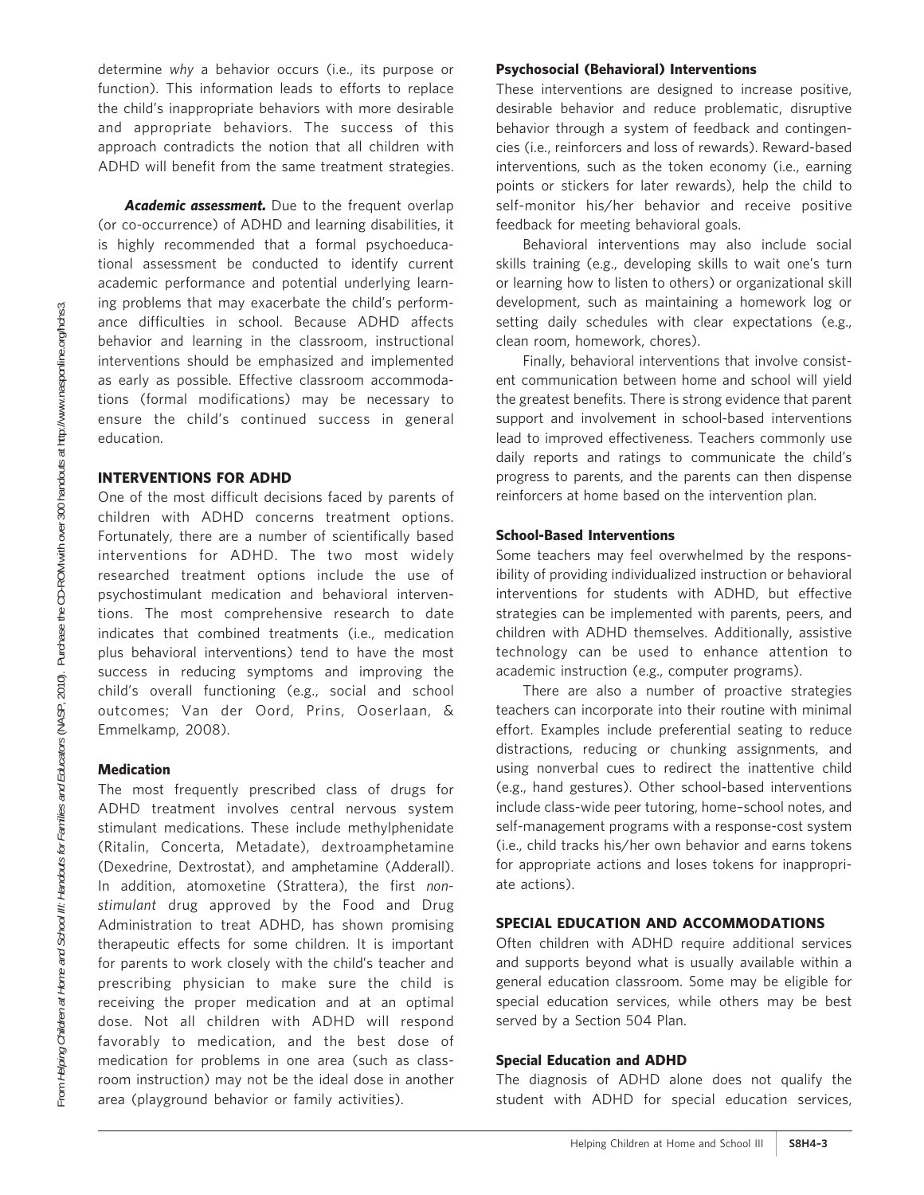determine *why* a behavior occurs (i.e., its purpose or function). This information leads to efforts to replace the child's inappropriate behaviors with more desirable and appropriate behaviors. The success of this approach contradicts the notion that all children with ADHD will benefit from the same treatment strategies.

***Academic assessment.*** Due to the frequent overlap (or co-occurrence) of ADHD and learning disabilities, it is highly recommended that a formal psychoeducational assessment be conducted to identify current academic performance and potential underlying learning problems that may exacerbate the child's performance difficulties in school. Because ADHD affects behavior and learning in the classroom, instructional interventions should be emphasized and implemented as early as possible. Effective classroom accommodations (formal modifications) may be necessary to ensure the child's continued success in general education.

## INTERVENTIONS FOR ADHD

One of the most difficult decisions faced by parents of children with ADHD concerns treatment options. Fortunately, there are a number of scientifically based interventions for ADHD. The two most widely researched treatment options include the use of psychostimulant medication and behavioral interventions. The most comprehensive research to date indicates that combined treatments (i.e., medication plus behavioral interventions) tend to have the most success in reducing symptoms and improving the child's overall functioning (e.g., social and school outcomes; Van der Oord, Prins, Ooserlaan, & Emmelkamp, 2008).

### Medication

The most frequently prescribed class of drugs for ADHD treatment involves central nervous system stimulant medications. These include methylphenidate (Ritalin, Concerta, Metadate), dextroamphetamine (Dexedrine, Dextrostat), and amphetamine (Adderall). In addition, atomoxetine (Strattera), the first *non-stimulant* drug approved by the Food and Drug Administration to treat ADHD, has shown promising therapeutic effects for some children. It is important for parents to work closely with the child's teacher and prescribing physician to make sure the child is receiving the proper medication and at an optimal dose. Not all children with ADHD will respond favorably to medication, and the best dose of medication for problems in one area (such as classroom instruction) may not be the ideal dose in another area (playground behavior or family activities).

### Psychosocial (Behavioral) Interventions

These interventions are designed to increase positive, desirable behavior and reduce problematic, disruptive behavior through a system of feedback and contingencies (i.e., reinforcers and loss of rewards). Reward-based interventions, such as the token economy (i.e., earning points or stickers for later rewards), help the child to self-monitor his/her behavior and receive positive feedback for meeting behavioral goals.

Behavioral interventions may also include social skills training (e.g., developing skills to wait one's turn or learning how to listen to others) or organizational skill development, such as maintaining a homework log or setting daily schedules with clear expectations (e.g., clean room, homework, chores).

Finally, behavioral interventions that involve consistent communication between home and school will yield the greatest benefits. There is strong evidence that parent support and involvement in school-based interventions lead to improved effectiveness. Teachers commonly use daily reports and ratings to communicate the child's progress to parents, and the parents can then dispense reinforcers at home based on the intervention plan.

### School-Based Interventions

Some teachers may feel overwhelmed by the responsibility of providing individualized instruction or behavioral interventions for students with ADHD, but effective strategies can be implemented with parents, peers, and children with ADHD themselves. Additionally, assistive technology can be used to enhance attention to academic instruction (e.g., computer programs).

There are also a number of proactive strategies teachers can incorporate into their routine with minimal effort. Examples include preferential seating to reduce distractions, reducing or chunking assignments, and using nonverbal cues to redirect the inattentive child (e.g., hand gestures). Other school-based interventions include class-wide peer tutoring, home–school notes, and self-management programs with a response-cost system (i.e., child tracks his/her own behavior and earns tokens for appropriate actions and loses tokens for inappropriate actions).

## SPECIAL EDUCATION AND ACCOMMODATIONS

Often children with ADHD require additional services and supports beyond what is usually available within a general education classroom. Some may be eligible for special education services, while others may be best served by a Section 504 Plan.

### Special Education and ADHD

The diagnosis of ADHD alone does not qualify the student with ADHD for special education services,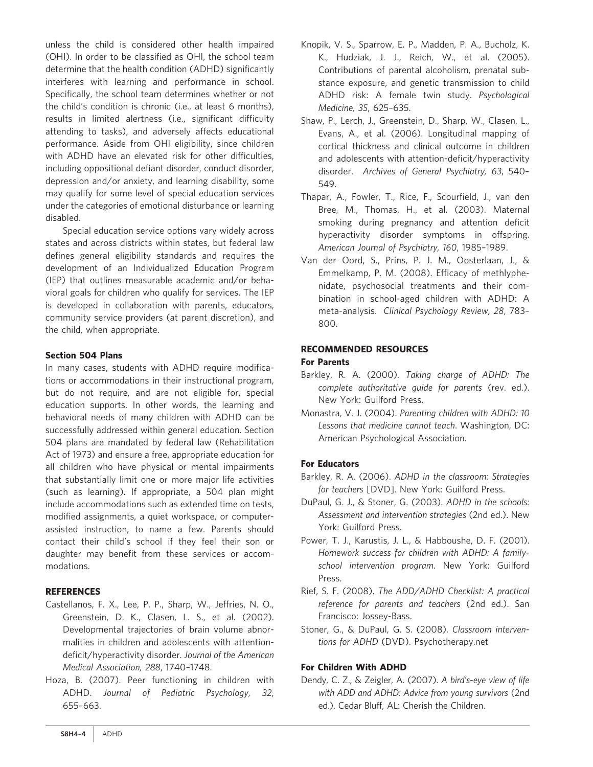unless the child is considered other health impaired (OHI). In order to be classified as OHI, the school team determine that the health condition (ADHD) significantly interferes with learning and performance in school. Specifically, the school team determines whether or not the child's condition is chronic (i.e., at least 6 months), results in limited alertness (i.e., significant difficulty attending to tasks), and adversely affects educational performance. Aside from OHI eligibility, since children with ADHD have an elevated risk for other difficulties, including oppositional defiant disorder, conduct disorder, depression and/or anxiety, and learning disability, some may qualify for some level of special education services under the categories of emotional disturbance or learning disabled.

Special education service options vary widely across states and across districts within states, but federal law defines general eligibility standards and requires the development of an Individualized Education Program (IEP) that outlines measurable academic and/or behavioral goals for children who qualify for services. The IEP is developed in collaboration with parents, educators, community service providers (at parent discretion), and the child, when appropriate.

### Section 504 Plans

In many cases, students with ADHD require modifications or accommodations in their instructional program, but do not require, and are not eligible for, special education supports. In other words, the learning and behavioral needs of many children with ADHD can be successfully addressed within general education. Section 504 plans are mandated by federal law (Rehabilitation Act of 1973) and ensure a free, appropriate education for all children who have physical or mental impairments that substantially limit one or more major life activities (such as learning). If appropriate, a 504 plan might include accommodations such as extended time on tests, modified assignments, a quiet workspace, or computer-assisted instruction, to name a few. Parents should contact their child's school if they feel their son or daughter may benefit from these services or accommodations.

## REFERENCES

Castellanos, F. X., Lee, P. P., Sharp, W., Jeffries, N. O., Greenstein, D. K., Clasen, L. S., et al. (2002). Developmental trajectories of brain volume abnormalities in children and adolescents with attention-deficit/hyperactivity disorder. *Journal of the American Medical Association, 288*, 1740–1748.

Hoza, B. (2007). Peer functioning in children with ADHD. *Journal of Pediatric Psychology, 32*, 655–663.

Knopik, V. S., Sparrow, E. P., Madden, P. A., Bucholz, K. K., Hudziak, J. J., Reich, W., et al. (2005). Contributions of parental alcoholism, prenatal substance exposure, and genetic transmission to child ADHD risk: A female twin study. *Psychological Medicine, 35*, 625–635.

Shaw, P., Lerch, J., Greenstein, D., Sharp, W., Clasen, L., Evans, A., et al. (2006). Longitudinal mapping of cortical thickness and clinical outcome in children and adolescents with attention-deficit/hyperactivity disorder. *Archives of General Psychiatry, 63*, 540–549.

Thapar, A., Fowler, T., Rice, F., Scourfield, J., van den Bree, M., Thomas, H., et al. (2003). Maternal smoking during pregnancy and attention deficit hyperactivity disorder symptoms in offspring. *American Journal of Psychiatry, 160*, 1985–1989.

Van der Oord, S., Prins, P. J. M., Oosterlaan, J., & Emmelkamp, P. M. (2008). Efficacy of methlyphenidate, psychosocial treatments and their combination in school-aged children with ADHD: A meta-analysis. *Clinical Psychology Review, 28*, 783–800.

## RECOMMENDED RESOURCES

### For Parents

Barkley, R. A. (2000). *Taking charge of ADHD: The complete authoritative guide for parents* (rev. ed.). New York: Guilford Press.

Monastra, V. J. (2004). *Parenting children with ADHD: 10 Lessons that medicine cannot teach*. Washington, DC: American Psychological Association.

### For Educators

Barkley, R. A. (2006). *ADHD in the classroom: Strategies for teachers* [DVD]. New York: Guilford Press.

DuPaul, G. J., & Stoner, G. (2003). *ADHD in the schools: Assessment and intervention strategies* (2nd ed.). New York: Guilford Press.

Power, T. J., Karustis, J. L., & Habboushe, D. F. (2001). *Homework success for children with ADHD: A family-school intervention program*. New York: Guilford Press.

Rief, S. F. (2008). *The ADD/ADHD Checklist: A practical reference for parents and teachers* (2nd ed.). San Francisco: Jossey-Bass.

Stoner, G., & DuPaul, G. S. (2008). *Classroom interventions for ADHD* (DVD). Psychotherapy.net

### For Children With ADHD

Dendy, C. Z., & Zeigler, A. (2007). *A bird's-eye view of life with ADD and ADHD: Advice from young survivors* (2nd ed.). Cedar Bluff, AL: Cherish the Children.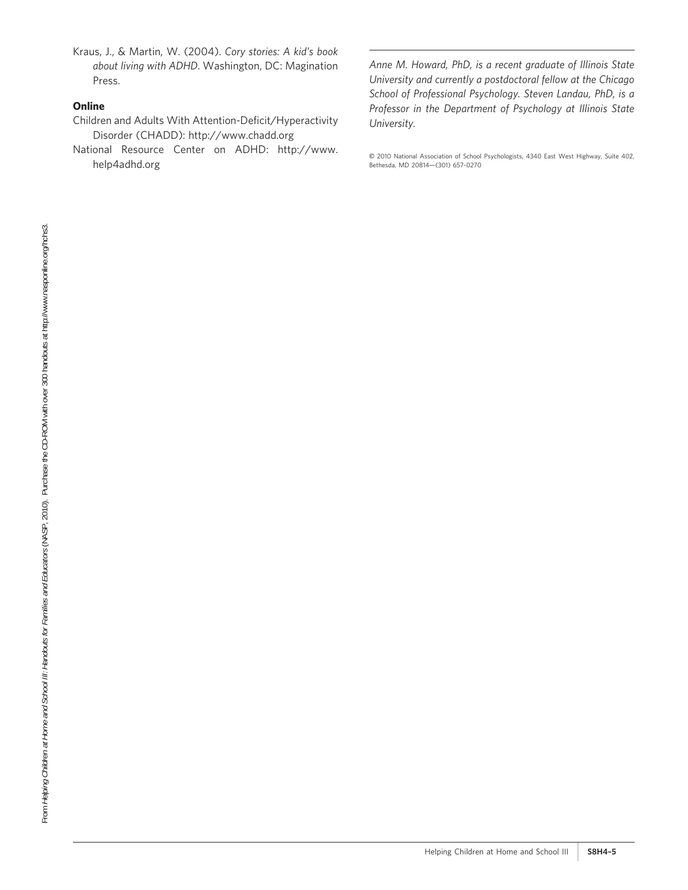Kraus, J., & Martin, W. (2004). *Cory stories: A kid's book about living with ADHD*. Washington, DC: Magination Press.

**Online**

Children and Adults With Attention-Deficit/Hyperactivity Disorder (CHADD): http://www.chadd.org

National Resource Center on ADHD: http://www.help4adhd.org

---

*Anne M. Howard, PhD, is a recent graduate of Illinois State University and currently a postdoctoral fellow at the Chicago School of Professional Psychology. Steven Landau, PhD, is a Professor in the Department of Psychology at Illinois State University.*

© 2010 National Association of School Psychologists, 4340 East West Highway, Suite 402, Bethesda, MD 20814—(301) 657-0270